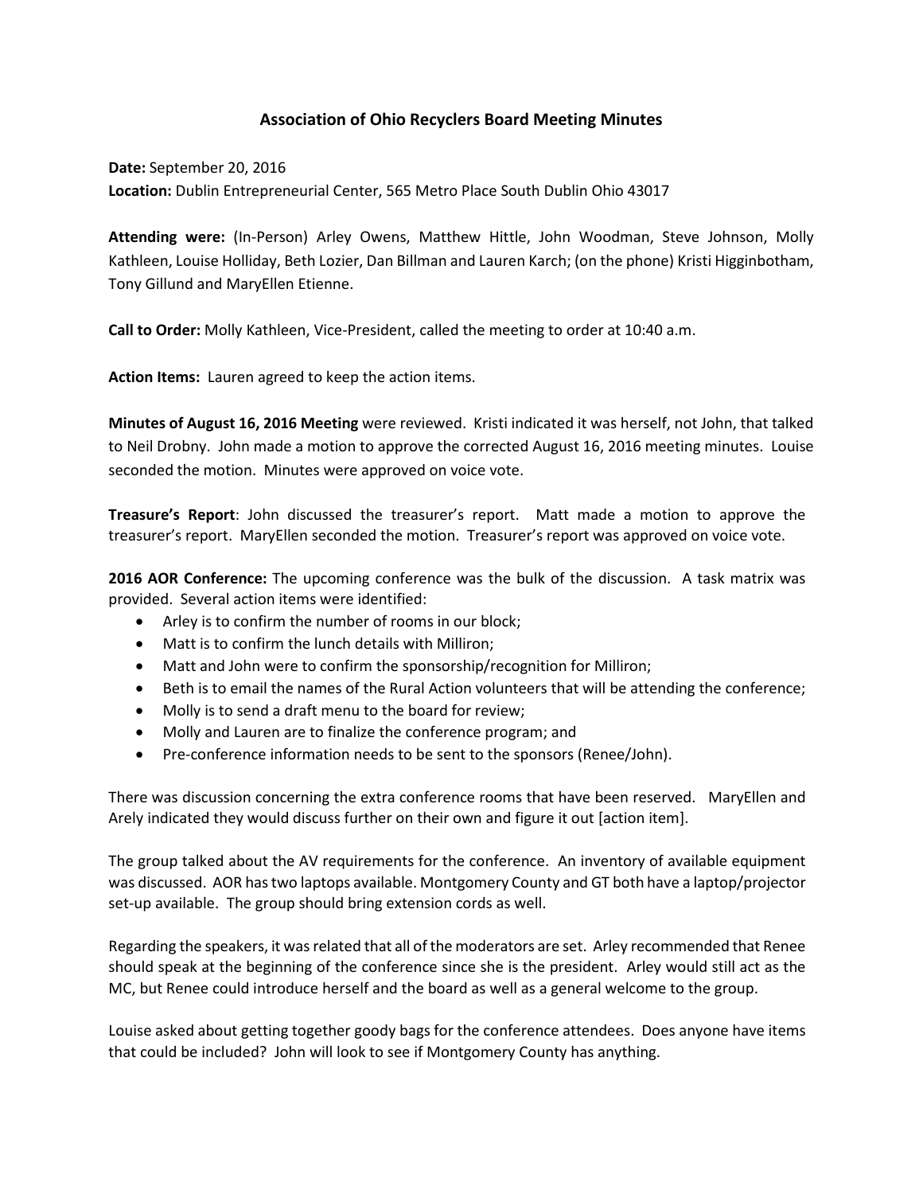# Association of Ohio Recyclers Board Meeting Minutes

**Date:** September 20, 2016
**Location:** Dublin Entrepreneurial Center, 565 Metro Place South Dublin Ohio 43017

**Attending were:** (In-Person) Arley Owens, Matthew Hittle, John Woodman, Steve Johnson, Molly Kathleen, Louise Holliday, Beth Lozier, Dan Billman and Lauren Karch; (on the phone) Kristi Higginbotham, Tony Gillund and MaryEllen Etienne.

**Call to Order:** Molly Kathleen, Vice-President, called the meeting to order at 10:40 a.m.

**Action Items:** Lauren agreed to keep the action items.

**Minutes of August 16, 2016 Meeting** were reviewed. Kristi indicated it was herself, not John, that talked to Neil Drobny. John made a motion to approve the corrected August 16, 2016 meeting minutes. Louise seconded the motion. Minutes were approved on voice vote.

**Treasure's Report**: John discussed the treasurer's report. Matt made a motion to approve the treasurer's report. MaryEllen seconded the motion. Treasurer's report was approved on voice vote.

**2016 AOR Conference:** The upcoming conference was the bulk of the discussion. A task matrix was provided. Several action items were identified:

- Arley is to confirm the number of rooms in our block;
- Matt is to confirm the lunch details with Milliron;
- Matt and John were to confirm the sponsorship/recognition for Milliron;
- Beth is to email the names of the Rural Action volunteers that will be attending the conference;
- Molly is to send a draft menu to the board for review;
- Molly and Lauren are to finalize the conference program; and
- Pre-conference information needs to be sent to the sponsors (Renee/John).

There was discussion concerning the extra conference rooms that have been reserved. MaryEllen and Arely indicated they would discuss further on their own and figure it out [action item].

The group talked about the AV requirements for the conference. An inventory of available equipment was discussed. AOR has two laptops available. Montgomery County and GT both have a laptop/projector set-up available. The group should bring extension cords as well.

Regarding the speakers, it was related that all of the moderators are set. Arley recommended that Renee should speak at the beginning of the conference since she is the president. Arley would still act as the MC, but Renee could introduce herself and the board as well as a general welcome to the group.

Louise asked about getting together goody bags for the conference attendees. Does anyone have items that could be included? John will look to see if Montgomery County has anything.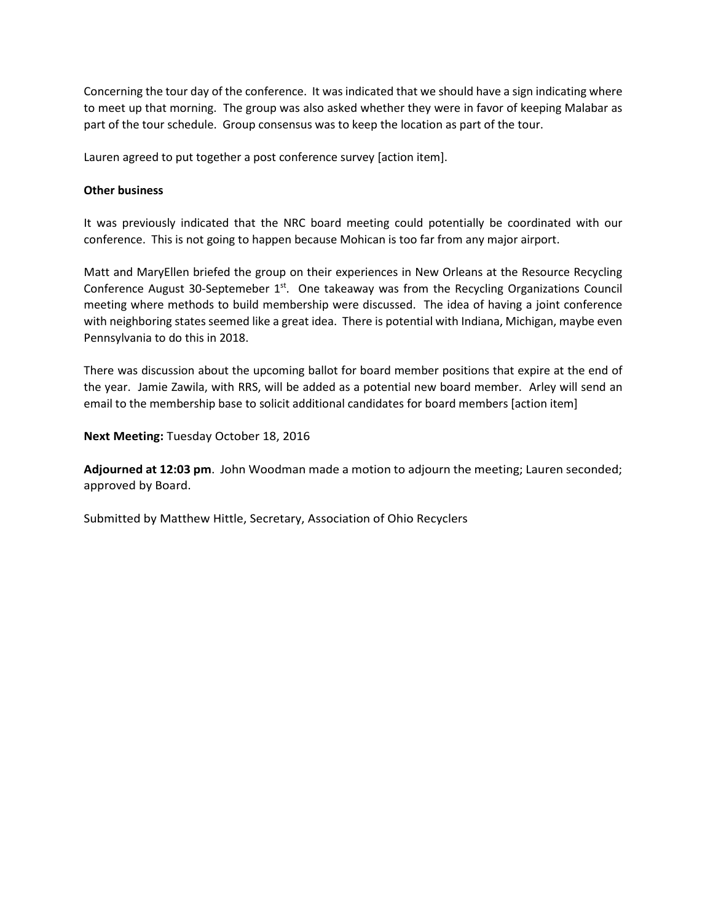Concerning the tour day of the conference. It was indicated that we should have a sign indicating where to meet up that morning. The group was also asked whether they were in favor of keeping Malabar as part of the tour schedule. Group consensus was to keep the location as part of the tour.

Lauren agreed to put together a post conference survey [action item].

**Other business**

It was previously indicated that the NRC board meeting could potentially be coordinated with our conference. This is not going to happen because Mohican is too far from any major airport.

Matt and MaryEllen briefed the group on their experiences in New Orleans at the Resource Recycling Conference August 30-Septemeber 1st. One takeaway was from the Recycling Organizations Council meeting where methods to build membership were discussed. The idea of having a joint conference with neighboring states seemed like a great idea. There is potential with Indiana, Michigan, maybe even Pennsylvania to do this in 2018.

There was discussion about the upcoming ballot for board member positions that expire at the end of the year. Jamie Zawila, with RRS, will be added as a potential new board member. Arley will send an email to the membership base to solicit additional candidates for board members [action item]

**Next Meeting:** Tuesday October 18, 2016

**Adjourned at 12:03 pm**. John Woodman made a motion to adjourn the meeting; Lauren seconded; approved by Board.

Submitted by Matthew Hittle, Secretary, Association of Ohio Recyclers